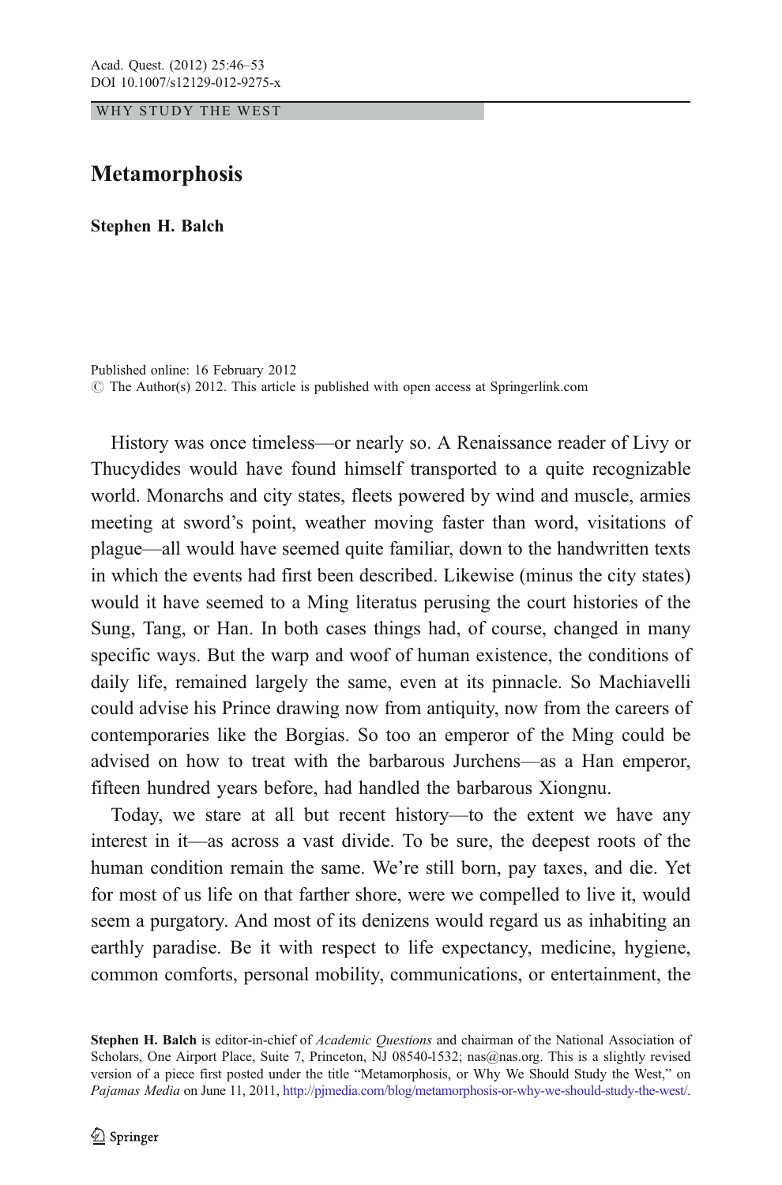WHY STUDY THE WEST

# Metamorphosis

**Stephen H. Balch**

Published online: 16 February 2012
© The Author(s) 2012. This article is published with open access at Springerlink.com

History was once timeless—or nearly so. A Renaissance reader of Livy or Thucydides would have found himself transported to a quite recognizable world. Monarchs and city states, fleets powered by wind and muscle, armies meeting at sword's point, weather moving faster than word, visitations of plague—all would have seemed quite familiar, down to the handwritten texts in which the events had first been described. Likewise (minus the city states) would it have seemed to a Ming literatus perusing the court histories of the Sung, Tang, or Han. In both cases things had, of course, changed in many specific ways. But the warp and woof of human existence, the conditions of daily life, remained largely the same, even at its pinnacle. So Machiavelli could advise his Prince drawing now from antiquity, now from the careers of contemporaries like the Borgias. So too an emperor of the Ming could be advised on how to treat with the barbarous Jurchens—as a Han emperor, fifteen hundred years before, had handled the barbarous Xiongnu.

Today, we stare at all but recent history—to the extent we have any interest in it—as across a vast divide. To be sure, the deepest roots of the human condition remain the same. We're still born, pay taxes, and die. Yet for most of us life on that farther shore, were we compelled to live it, would seem a purgatory. And most of its denizens would regard us as inhabiting an earthly paradise. Be it with respect to life expectancy, medicine, hygiene, common comforts, personal mobility, communications, or entertainment, the

**Stephen H. Balch** is editor-in-chief of *Academic Questions* and chairman of the National Association of Scholars, One Airport Place, Suite 7, Princeton, NJ 08540-1532; nas@nas.org. This is a slightly revised version of a piece first posted under the title "Metamorphosis, or Why We Should Study the West," on *Pajamas Media* on June 11, 2011, http://pjmedia.com/blog/metamorphosis-or-why-we-should-study-the-west/.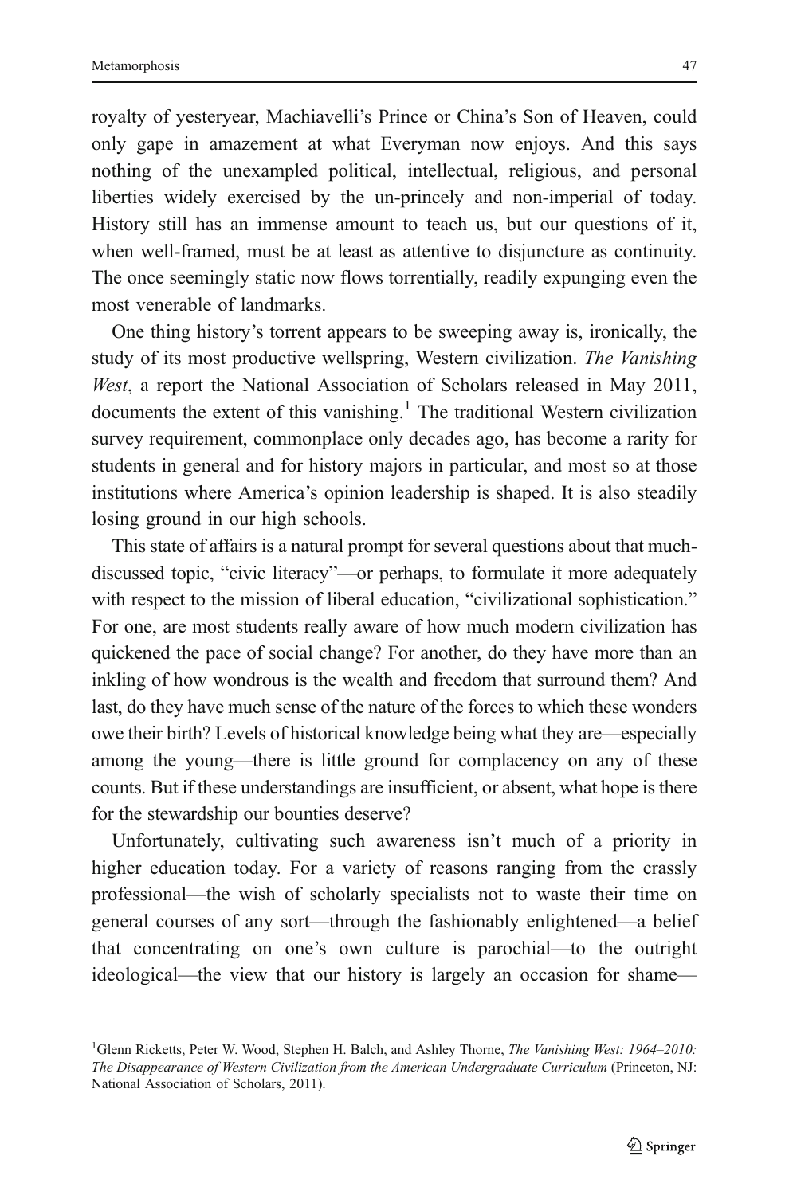royalty of yesteryear, Machiavelli's Prince or China's Son of Heaven, could only gape in amazement at what Everyman now enjoys. And this says nothing of the unexampled political, intellectual, religious, and personal liberties widely exercised by the un-princely and non-imperial of today. History still has an immense amount to teach us, but our questions of it, when well-framed, must be at least as attentive to disjuncture as continuity. The once seemingly static now flows torrentially, readily expunging even the most venerable of landmarks.

One thing history's torrent appears to be sweeping away is, ironically, the study of its most productive wellspring, Western civilization. *The Vanishing West*, a report the National Association of Scholars released in May 2011, documents the extent of this vanishing.[1] The traditional Western civilization survey requirement, commonplace only decades ago, has become a rarity for students in general and for history majors in particular, and most so at those institutions where America's opinion leadership is shaped. It is also steadily losing ground in our high schools.

This state of affairs is a natural prompt for several questions about that much-discussed topic, "civic literacy"—or perhaps, to formulate it more adequately with respect to the mission of liberal education, "civilizational sophistication." For one, are most students really aware of how much modern civilization has quickened the pace of social change? For another, do they have more than an inkling of how wondrous is the wealth and freedom that surround them? And last, do they have much sense of the nature of the forces to which these wonders owe their birth? Levels of historical knowledge being what they are—especially among the young—there is little ground for complacency on any of these counts. But if these understandings are insufficient, or absent, what hope is there for the stewardship our bounties deserve?

Unfortunately, cultivating such awareness isn't much of a priority in higher education today. For a variety of reasons ranging from the crassly professional—the wish of scholarly specialists not to waste their time on general courses of any sort—through the fashionably enlightened—a belief that concentrating on one's own culture is parochial—to the outright ideological—the view that our history is largely an occasion for shame—

---

[1] Glenn Ricketts, Peter W. Wood, Stephen H. Balch, and Ashley Thorne, *The Vanishing West: 1964–2010: The Disappearance of Western Civilization from the American Undergraduate Curriculum* (Princeton, NJ: National Association of Scholars, 2011).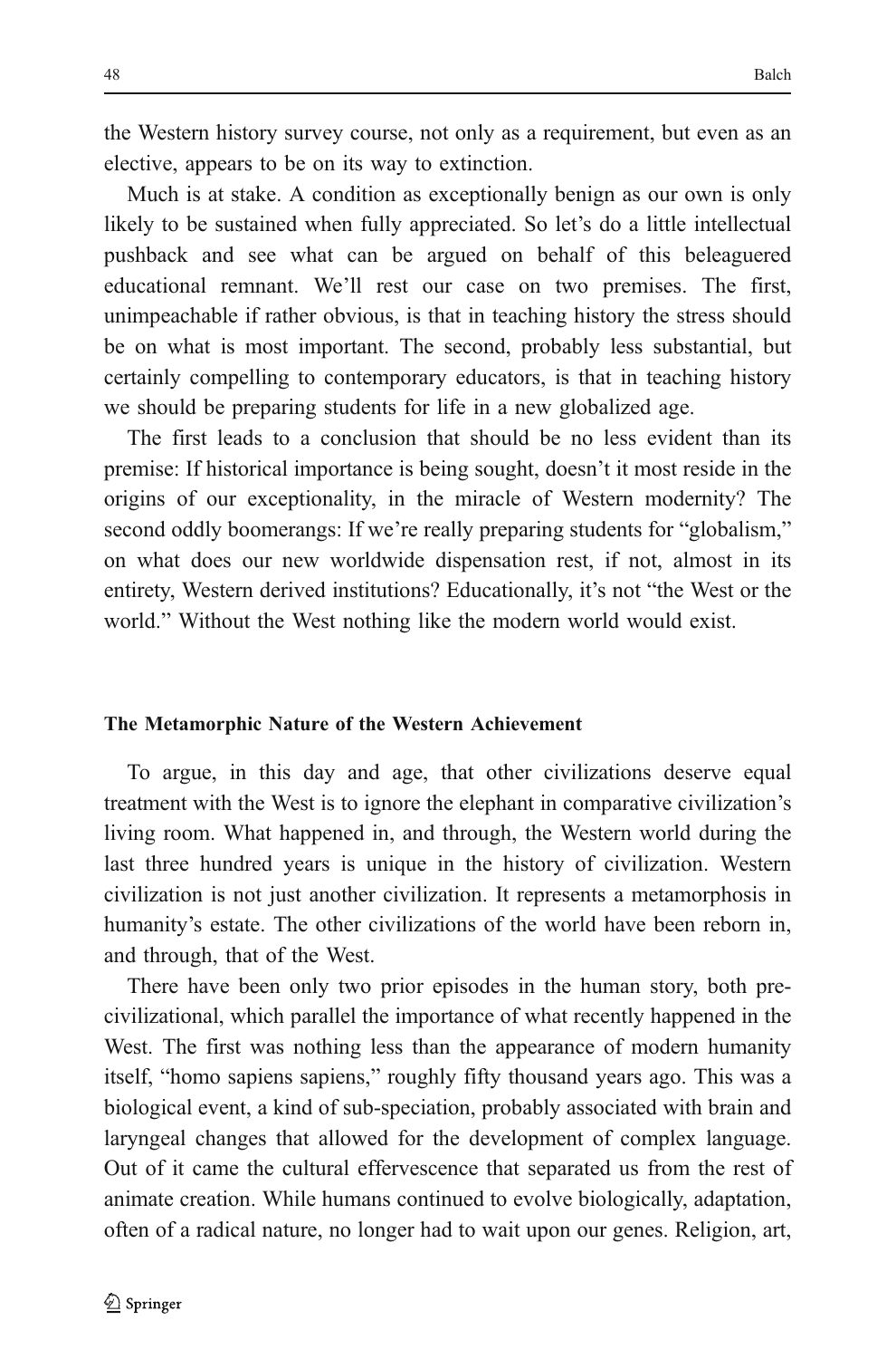the Western history survey course, not only as a requirement, but even as an elective, appears to be on its way to extinction.

Much is at stake. A condition as exceptionally benign as our own is only likely to be sustained when fully appreciated. So let's do a little intellectual pushback and see what can be argued on behalf of this beleaguered educational remnant. We'll rest our case on two premises. The first, unimpeachable if rather obvious, is that in teaching history the stress should be on what is most important. The second, probably less substantial, but certainly compelling to contemporary educators, is that in teaching history we should be preparing students for life in a new globalized age.

The first leads to a conclusion that should be no less evident than its premise: If historical importance is being sought, doesn't it most reside in the origins of our exceptionality, in the miracle of Western modernity? The second oddly boomerangs: If we're really preparing students for "globalism," on what does our new worldwide dispensation rest, if not, almost in its entirety, Western derived institutions? Educationally, it's not "the West or the world." Without the West nothing like the modern world would exist.

### The Metamorphic Nature of the Western Achievement

To argue, in this day and age, that other civilizations deserve equal treatment with the West is to ignore the elephant in comparative civilization's living room. What happened in, and through, the Western world during the last three hundred years is unique in the history of civilization. Western civilization is not just another civilization. It represents a metamorphosis in humanity's estate. The other civilizations of the world have been reborn in, and through, that of the West.

There have been only two prior episodes in the human story, both pre-civilizational, which parallel the importance of what recently happened in the West. The first was nothing less than the appearance of modern humanity itself, "homo sapiens sapiens," roughly fifty thousand years ago. This was a biological event, a kind of sub-speciation, probably associated with brain and laryngeal changes that allowed for the development of complex language. Out of it came the cultural effervescence that separated us from the rest of animate creation. While humans continued to evolve biologically, adaptation, often of a radical nature, no longer had to wait upon our genes. Religion, art,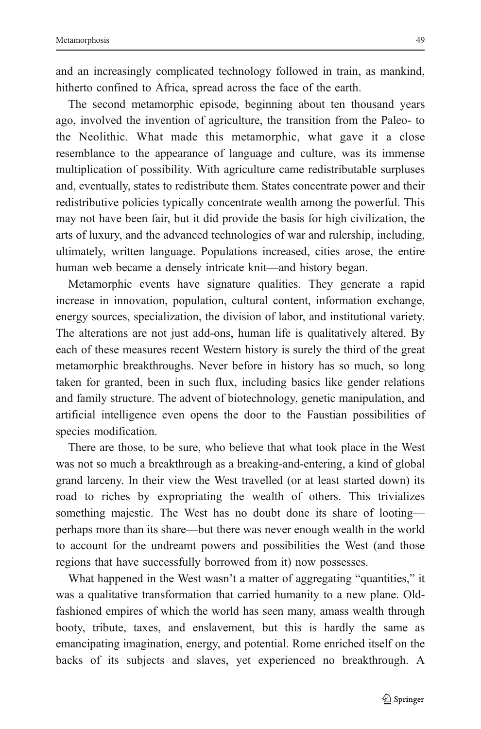and an increasingly complicated technology followed in train, as mankind, hitherto confined to Africa, spread across the face of the earth.

The second metamorphic episode, beginning about ten thousand years ago, involved the invention of agriculture, the transition from the Paleo- to the Neolithic. What made this metamorphic, what gave it a close resemblance to the appearance of language and culture, was its immense multiplication of possibility. With agriculture came redistributable surpluses and, eventually, states to redistribute them. States concentrate power and their redistributive policies typically concentrate wealth among the powerful. This may not have been fair, but it did provide the basis for high civilization, the arts of luxury, and the advanced technologies of war and rulership, including, ultimately, written language. Populations increased, cities arose, the entire human web became a densely intricate knit—and history began.

Metamorphic events have signature qualities. They generate a rapid increase in innovation, population, cultural content, information exchange, energy sources, specialization, the division of labor, and institutional variety. The alterations are not just add-ons, human life is qualitatively altered. By each of these measures recent Western history is surely the third of the great metamorphic breakthroughs. Never before in history has so much, so long taken for granted, been in such flux, including basics like gender relations and family structure. The advent of biotechnology, genetic manipulation, and artificial intelligence even opens the door to the Faustian possibilities of species modification.

There are those, to be sure, who believe that what took place in the West was not so much a breakthrough as a breaking-and-entering, a kind of global grand larceny. In their view the West travelled (or at least started down) its road to riches by expropriating the wealth of others. This trivializes something majestic. The West has no doubt done its share of looting—perhaps more than its share—but there was never enough wealth in the world to account for the undreamt powers and possibilities the West (and those regions that have successfully borrowed from it) now possesses.

What happened in the West wasn't a matter of aggregating "quantities," it was a qualitative transformation that carried humanity to a new plane. Old-fashioned empires of which the world has seen many, amass wealth through booty, tribute, taxes, and enslavement, but this is hardly the same as emancipating imagination, energy, and potential. Rome enriched itself on the backs of its subjects and slaves, yet experienced no breakthrough. A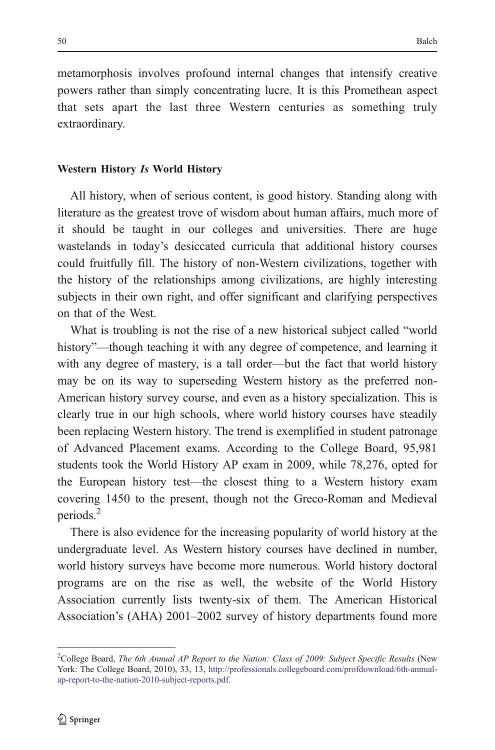metamorphosis involves profound internal changes that intensify creative powers rather than simply concentrating lucre. It is this Promethean aspect that sets apart the last three Western centuries as something truly extraordinary.

### Western History *Is* World History

All history, when of serious content, is good history. Standing along with literature as the greatest trove of wisdom about human affairs, much more of it should be taught in our colleges and universities. There are huge wastelands in today's desiccated curricula that additional history courses could fruitfully fill. The history of non-Western civilizations, together with the history of the relationships among civilizations, are highly interesting subjects in their own right, and offer significant and clarifying perspectives on that of the West.

What is troubling is not the rise of a new historical subject called "world history"—though teaching it with any degree of competence, and learning it with any degree of mastery, is a tall order—but the fact that world history may be on its way to superseding Western history as the preferred non-American history survey course, and even as a history specialization. This is clearly true in our high schools, where world history courses have steadily been replacing Western history. The trend is exemplified in student patronage of Advanced Placement exams. According to the College Board, 95,981 students took the World History AP exam in 2009, while 78,276, opted for the European history test—the closest thing to a Western history exam covering 1450 to the present, though not the Greco-Roman and Medieval periods.[2]

There is also evidence for the increasing popularity of world history at the undergraduate level. As Western history courses have declined in number, world history surveys have become more numerous. World history doctoral programs are on the rise as well, the website of the World History Association currently lists twenty-six of them. The American Historical Association's (AHA) 2001–2002 survey of history departments found more

---

[2] College Board, *The 6th Annual AP Report to the Nation: Class of 2009: Subject Specific Results* (New York: The College Board, 2010), 33, 13, http://professionals.collegeboard.com/profdownload/6th-annual-ap-report-to-the-nation-2010-subject-reports.pdf.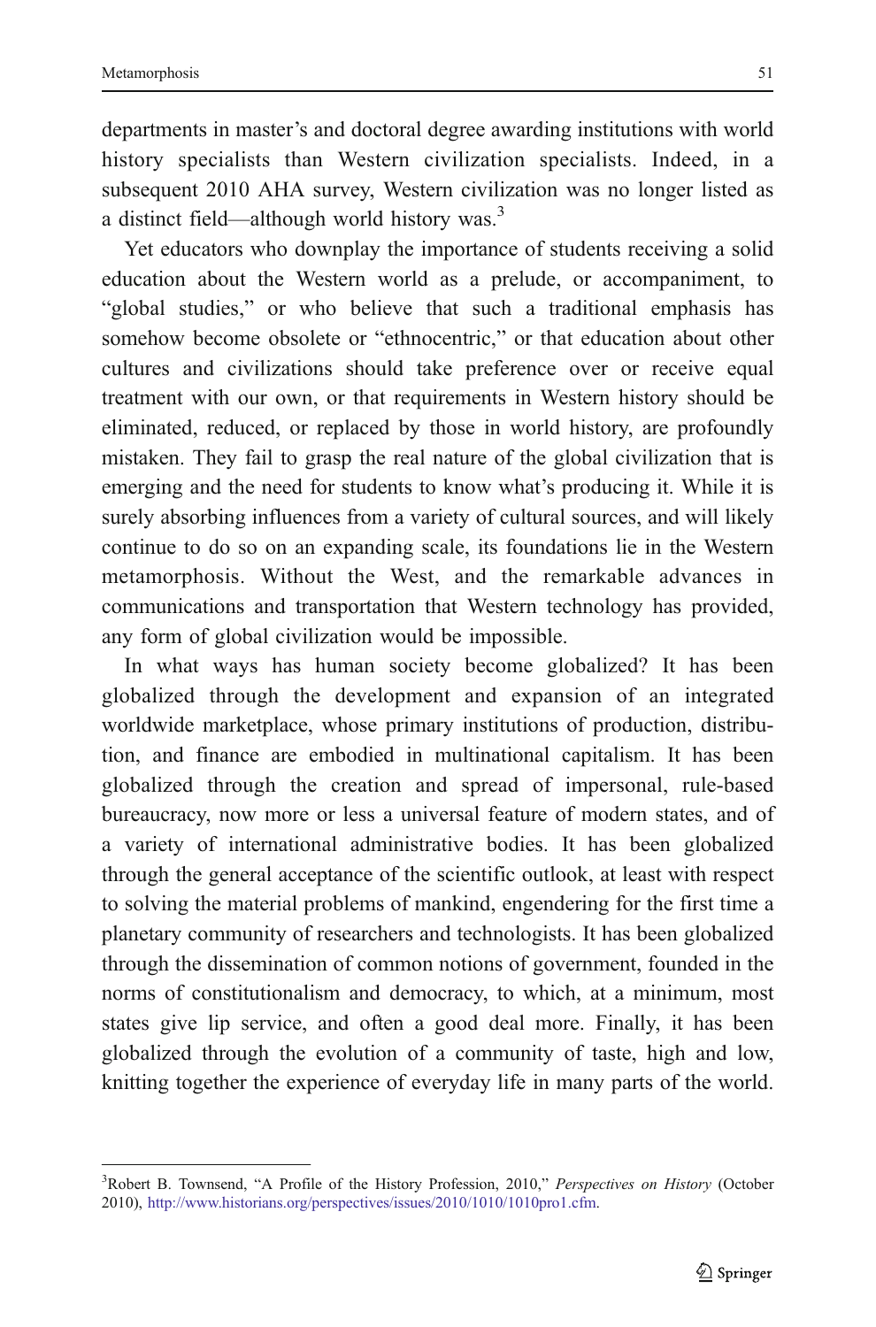departments in master's and doctoral degree awarding institutions with world history specialists than Western civilization specialists. Indeed, in a subsequent 2010 AHA survey, Western civilization was no longer listed as a distinct field—although world history was.[3]

Yet educators who downplay the importance of students receiving a solid education about the Western world as a prelude, or accompaniment, to "global studies," or who believe that such a traditional emphasis has somehow become obsolete or "ethnocentric," or that education about other cultures and civilizations should take preference over or receive equal treatment with our own, or that requirements in Western history should be eliminated, reduced, or replaced by those in world history, are profoundly mistaken. They fail to grasp the real nature of the global civilization that is emerging and the need for students to know what's producing it. While it is surely absorbing influences from a variety of cultural sources, and will likely continue to do so on an expanding scale, its foundations lie in the Western metamorphosis. Without the West, and the remarkable advances in communications and transportation that Western technology has provided, any form of global civilization would be impossible.

In what ways has human society become globalized? It has been globalized through the development and expansion of an integrated worldwide marketplace, whose primary institutions of production, distribution, and finance are embodied in multinational capitalism. It has been globalized through the creation and spread of impersonal, rule-based bureaucracy, now more or less a universal feature of modern states, and of a variety of international administrative bodies. It has been globalized through the general acceptance of the scientific outlook, at least with respect to solving the material problems of mankind, engendering for the first time a planetary community of researchers and technologists. It has been globalized through the dissemination of common notions of government, founded in the norms of constitutionalism and democracy, to which, at a minimum, most states give lip service, and often a good deal more. Finally, it has been globalized through the evolution of a community of taste, high and low, knitting together the experience of everyday life in many parts of the world.

---

[3] Robert B. Townsend, "A Profile of the History Profession, 2010," *Perspectives on History* (October 2010), http://www.historians.org/perspectives/issues/2010/1010/1010pro1.cfm.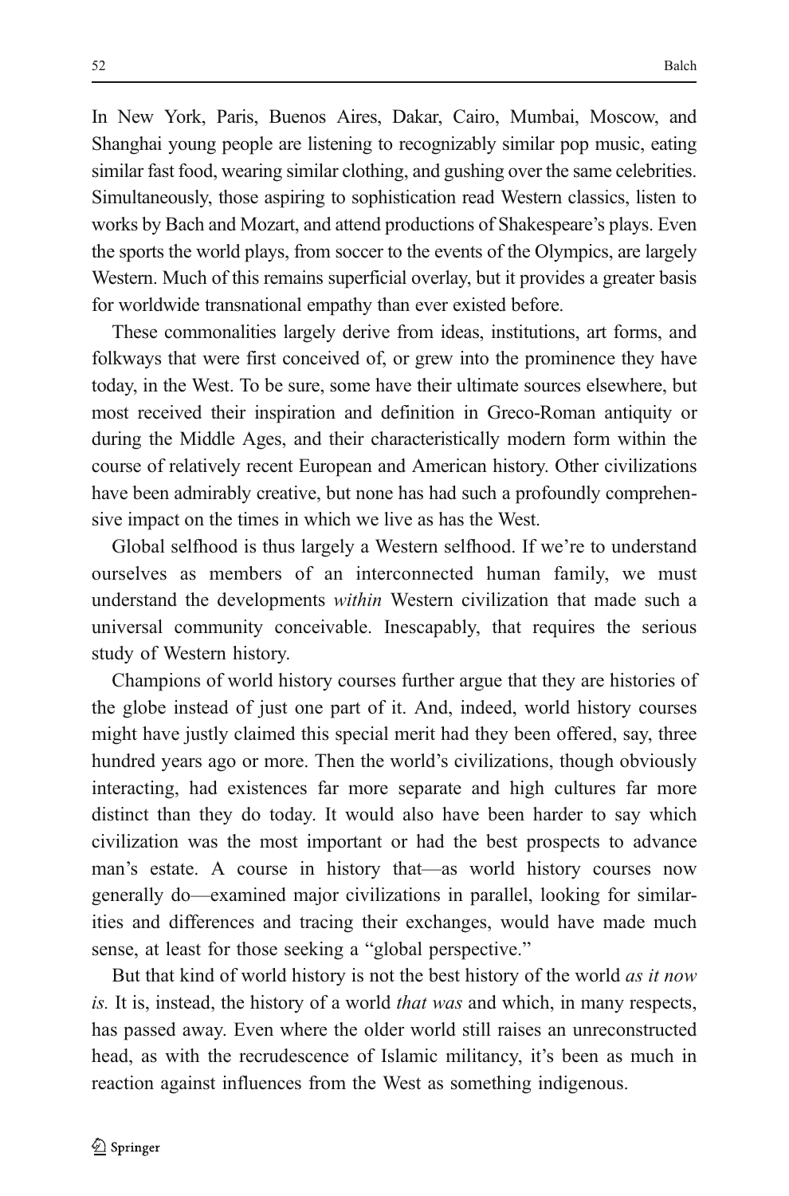In New York, Paris, Buenos Aires, Dakar, Cairo, Mumbai, Moscow, and Shanghai young people are listening to recognizably similar pop music, eating similar fast food, wearing similar clothing, and gushing over the same celebrities. Simultaneously, those aspiring to sophistication read Western classics, listen to works by Bach and Mozart, and attend productions of Shakespeare's plays. Even the sports the world plays, from soccer to the events of the Olympics, are largely Western. Much of this remains superficial overlay, but it provides a greater basis for worldwide transnational empathy than ever existed before.

These commonalities largely derive from ideas, institutions, art forms, and folkways that were first conceived of, or grew into the prominence they have today, in the West. To be sure, some have their ultimate sources elsewhere, but most received their inspiration and definition in Greco-Roman antiquity or during the Middle Ages, and their characteristically modern form within the course of relatively recent European and American history. Other civilizations have been admirably creative, but none has had such a profoundly comprehensive impact on the times in which we live as has the West.

Global selfhood is thus largely a Western selfhood. If we're to understand ourselves as members of an interconnected human family, we must understand the developments *within* Western civilization that made such a universal community conceivable. Inescapably, that requires the serious study of Western history.

Champions of world history courses further argue that they are histories of the globe instead of just one part of it. And, indeed, world history courses might have justly claimed this special merit had they been offered, say, three hundred years ago or more. Then the world's civilizations, though obviously interacting, had existences far more separate and high cultures far more distinct than they do today. It would also have been harder to say which civilization was the most important or had the best prospects to advance man's estate. A course in history that—as world history courses now generally do—examined major civilizations in parallel, looking for similarities and differences and tracing their exchanges, would have made much sense, at least for those seeking a "global perspective."

But that kind of world history is not the best history of the world *as it now is.* It is, instead, the history of a world *that was* and which, in many respects, has passed away. Even where the older world still raises an unreconstructed head, as with the recrudescence of Islamic militancy, it's been as much in reaction against influences from the West as something indigenous.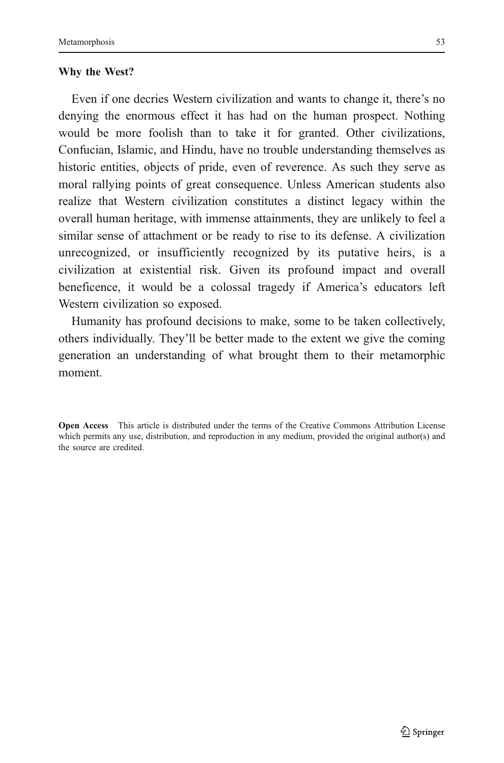**Why the West?**

Even if one decries Western civilization and wants to change it, there's no denying the enormous effect it has had on the human prospect. Nothing would be more foolish than to take it for granted. Other civilizations, Confucian, Islamic, and Hindu, have no trouble understanding themselves as historic entities, objects of pride, even of reverence. As such they serve as moral rallying points of great consequence. Unless American students also realize that Western civilization constitutes a distinct legacy within the overall human heritage, with immense attainments, they are unlikely to feel a similar sense of attachment or be ready to rise to its defense. A civilization unrecognized, or insufficiently recognized by its putative heirs, is a civilization at existential risk. Given its profound impact and overall beneficence, it would be a colossal tragedy if America's educators left Western civilization so exposed.

Humanity has profound decisions to make, some to be taken collectively, others individually. They'll be better made to the extent we give the coming generation an understanding of what brought them to their metamorphic moment.

**Open Access** This article is distributed under the terms of the Creative Commons Attribution License which permits any use, distribution, and reproduction in any medium, provided the original author(s) and the source are credited.